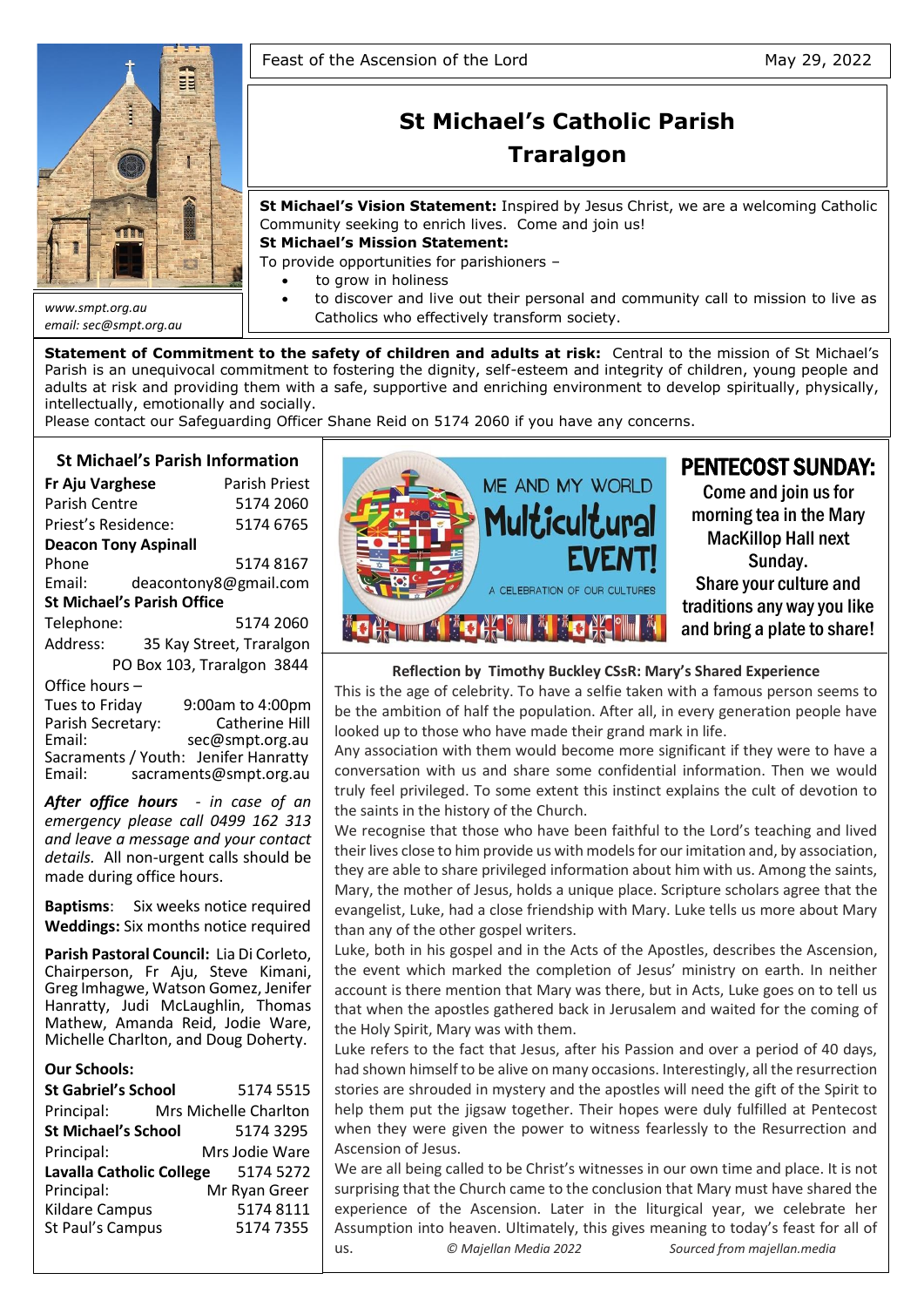Feast of the Ascension of the Lord — May 29, 2022

# St Michael's Catholic Parish Traralgon

www.smpt.org.au
email: sec@smpt.org.au

**St Michael's Vision Statement:** Inspired by Jesus Christ, we are a welcoming Catholic Community seeking to enrich lives. Come and join us!

**St Michael's Mission Statement:**
To provide opportunities for parishioners –

- to grow in holiness
- to discover and live out their personal and community call to mission to live as Catholics who effectively transform society.

**Statement of Commitment to the safety of children and adults at risk:** Central to the mission of St Michael's Parish is an unequivocal commitment to fostering the dignity, self-esteem and integrity of children, young people and adults at risk and providing them with a safe, supportive and enriching environment to develop spiritually, physically, intellectually, emotionally and socially.
Please contact our Safeguarding Officer Shane Reid on 5174 2060 if you have any concerns.

## St Michael's Parish Information

**Fr Aju Varghese** — Parish Priest
Parish Centre — 5174 2060
Priest's Residence: — 5174 6765

**Deacon Tony Aspinall**
Phone — 5174 8167
Email: deacontony8@gmail.com

**St Michael's Parish Office**
Telephone: 5174 2060
Address: 35 Kay Street, Traralgon
PO Box 103, Traralgon 3844

Office hours –
Tues to Friday 9:00am to 4:00pm
Parish Secretary: Catherine Hill
Email: sec@smpt.org.au
Sacraments / Youth: Jenifer Hanratty
Email: sacraments@smpt.org.au

***After office hours*** *- in case of an emergency please call 0499 162 313 and leave a message and your contact details.* All non-urgent calls should be made during office hours.

**Baptisms**: Six weeks notice required
**Weddings:** Six months notice required

**Parish Pastoral Council:** Lia Di Corleto, Chairperson, Fr Aju, Steve Kimani, Greg lmhagwe, Watson Gomez, Jenifer Hanratty, Judi McLaughlin, Thomas Mathew, Amanda Reid, Jodie Ware, Michelle Charlton, and Doug Doherty.

**Our Schools:**

**St Gabriel's School** — 5174 5515
Principal: Mrs Michelle Charlton
**St Michael's School** — 5174 3295
Principal: Mrs Jodie Ware
**Lavalla Catholic College** — 5174 5272
Principal: Mr Ryan Greer
Kildare Campus — 5174 8111
St Paul's Campus — 5174 7355

## ME AND MY WORLD Multicultural EVENT!

A CELEBRATION OF OUR CULTURES

## PENTECOST SUNDAY:

Come and join us for morning tea in the Mary MacKillop Hall next Sunday.
Share your culture and traditions any way you like and bring a plate to share!

### Reflection by Timothy Buckley CSsR: Mary's Shared Experience

This is the age of celebrity. To have a selfie taken with a famous person seems to be the ambition of half the population. After all, in every generation people have looked up to those who have made their grand mark in life.

Any association with them would become more significant if they were to have a conversation with us and share some confidential information. Then we would truly feel privileged. To some extent this instinct explains the cult of devotion to the saints in the history of the Church.

We recognise that those who have been faithful to the Lord's teaching and lived their lives close to him provide us with models for our imitation and, by association, they are able to share privileged information about him with us. Among the saints, Mary, the mother of Jesus, holds a unique place. Scripture scholars agree that the evangelist, Luke, had a close friendship with Mary. Luke tells us more about Mary than any of the other gospel writers.

Luke, both in his gospel and in the Acts of the Apostles, describes the Ascension, the event which marked the completion of Jesus' ministry on earth. In neither account is there mention that Mary was there, but in Acts, Luke goes on to tell us that when the apostles gathered back in Jerusalem and waited for the coming of the Holy Spirit, Mary was with them.

Luke refers to the fact that Jesus, after his Passion and over a period of 40 days, had shown himself to be alive on many occasions. Interestingly, all the resurrection stories are shrouded in mystery and the apostles will need the gift of the Spirit to help them put the jigsaw together. Their hopes were duly fulfilled at Pentecost when they were given the power to witness fearlessly to the Resurrection and Ascension of Jesus.

We are all being called to be Christ's witnesses in our own time and place. It is not surprising that the Church came to the conclusion that Mary must have shared the experience of the Ascension. Later in the liturgical year, we celebrate her Assumption into heaven. Ultimately, this gives meaning to today's feast for all of us.

*© Majellan Media 2022* — *Sourced from majellan.media*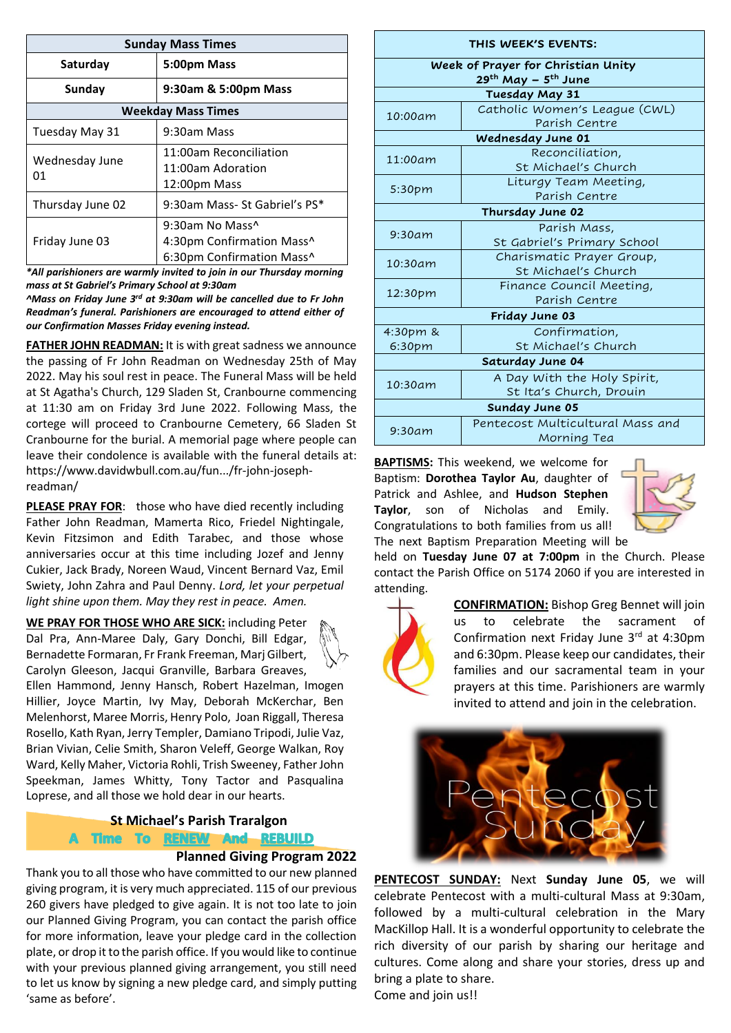| Sunday Mass Times | |
|---|---|
| Saturday | 5:00pm Mass |
| Sunday | 9:30am & 5:00pm Mass |
| **Weekday Mass Times** | |
| Tuesday May 31 | 9:30am Mass |
| Wednesday June 01 | 11:00am Reconciliation<br>11:00am Adoration<br>12:00pm Mass |
| Thursday June 02 | 9:30am Mass- St Gabriel's PS* |
| Friday June 03 | 9:30am No Mass^<br>4:30pm Confirmation Mass^<br>6:30pm Confirmation Mass^ |

***All parishioners are warmly invited to join in our Thursday morning mass at St Gabriel's Primary School at 9:30am***

***^Mass on Friday June 3rd at 9:30am will be cancelled due to Fr John Readman's funeral. Parishioners are encouraged to attend either of our Confirmation Masses Friday evening instead.***

**FATHER JOHN READMAN:** It is with great sadness we announce the passing of Fr John Readman on Wednesday 25th of May 2022. May his soul rest in peace. The Funeral Mass will be held at St Agatha's Church, 129 Sladen St, Cranbourne commencing at 11:30 am on Friday 3rd June 2022. Following Mass, the cortege will proceed to Cranbourne Cemetery, 66 Sladen St Cranbourne for the burial. A memorial page where people can leave their condolence is available with the funeral details at: https://www.davidwbull.com.au/fun.../fr-john-joseph-readman/

**PLEASE PRAY FOR**: those who have died recently including Father John Readman, Mamerta Rico, Friedel Nightingale, Kevin Fitzsimon and Edith Tarabec, and those whose anniversaries occur at this time including Jozef and Jenny Cukier, Jack Brady, Noreen Waud, Vincent Bernard Vaz, Emil Swiety, John Zahra and Paul Denny. *Lord, let your perpetual light shine upon them. May they rest in peace. Amen.*

**WE PRAY FOR THOSE WHO ARE SICK:** including Peter Dal Pra, Ann-Maree Daly, Gary Donchi, Bill Edgar, Bernadette Formaran, Fr Frank Freeman, Marj Gilbert, Carolyn Gleeson, Jacqui Granville, Barbara Greaves, Ellen Hammond, Jenny Hansch, Robert Hazelman, Imogen Hillier, Joyce Martin, Ivy May, Deborah McKerchar, Ben Melenhorst, Maree Morris, Henry Polo, Joan Riggall, Theresa Rosello, Kath Ryan, Jerry Templer, Damiano Tripodi, Julie Vaz, Brian Vivian, Celie Smith, Sharon Veleff, George Walkan, Roy Ward, Kelly Maher, Victoria Rohli, Trish Sweeney, Father John Speekman, James Whitty, Tony Tactor and Pasqualina Loprese, and all those we hold dear in our hearts.

## St Michael's Parish Traralgon
**A Time To RENEW And REBUILD**

### Planned Giving Program 2022

Thank you to all those who have committed to our new planned giving program, it is very much appreciated. 115 of our previous 260 givers have pledged to give again. It is not too late to join our Planned Giving Program, you can contact the parish office for more information, leave your pledge card in the collection plate, or drop it to the parish office. If you would like to continue with your previous planned giving arrangement, you still need to let us know by signing a new pledge card, and simply putting 'same as before'.

| THIS WEEK'S EVENTS: | |
|---|---|
| **Week of Prayer for Christian Unity 29th May – 5th June** | |
| **Tuesday May 31** | |
| 10:00am | Catholic Women's League (CWL) Parish Centre |
| **Wednesday June 01** | |
| 11:00am | Reconciliation, St Michael's Church |
| 5:30pm | Liturgy Team Meeting, Parish Centre |
| **Thursday June 02** | |
| 9:30am | Parish Mass, St Gabriel's Primary School |
| 10:30am | Charismatic Prayer Group, St Michael's Church |
| 12:30pm | Finance Council Meeting, Parish Centre |
| **Friday June 03** | |
| 4:30pm & 6:30pm | Confirmation, St Michael's Church |
| **Saturday June 04** | |
| 10:30am | A Day With the Holy Spirit, St Ita's Church, Drouin |
| **Sunday June 05** | |
| 9:30am | Pentecost Multicultural Mass and Morning Tea |

**BAPTISMS:** This weekend, we welcome for Baptism: **Dorothea Taylor Au**, daughter of Patrick and Ashlee, and **Hudson Stephen Taylor**, son of Nicholas and Emily. Congratulations to both families from us all! The next Baptism Preparation Meeting will be held on **Tuesday June 07 at 7:00pm** in the Church. Please contact the Parish Office on 5174 2060 if you are interested in attending.

**CONFIRMATION:** Bishop Greg Bennet will join us to celebrate the sacrament of Confirmation next Friday June 3rd at 4:30pm and 6:30pm. Please keep our candidates, their families and our sacramental team in your prayers at this time. Parishioners are warmly invited to attend and join in the celebration.

**PENTECOST SUNDAY:** Next **Sunday June 05**, we will celebrate Pentecost with a multi-cultural Mass at 9:30am, followed by a multi-cultural celebration in the Mary MacKillop Hall. It is a wonderful opportunity to celebrate the rich diversity of our parish by sharing our heritage and cultures. Come along and share your stories, dress up and bring a plate to share.
Come and join us!!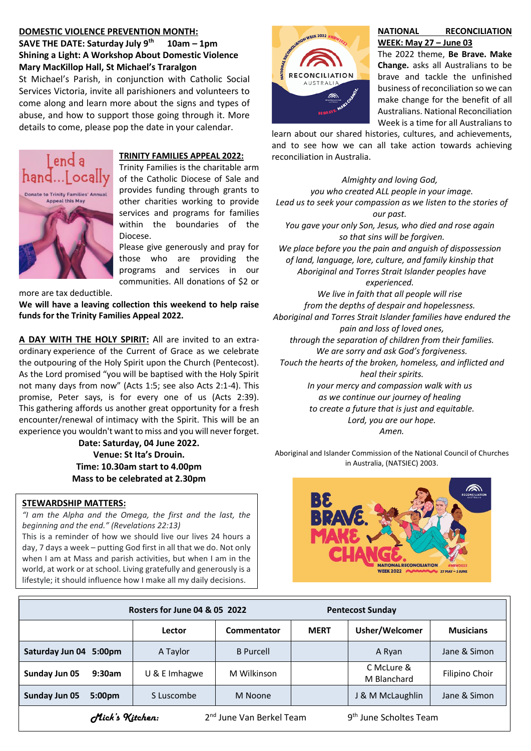**DOMESTIC VIOLENCE PREVENTION MONTH:**

**SAVE THE DATE: Saturday July 9th 10am – 1pm**

**Shining a Light: A Workshop About Domestic Violence**

**Mary MacKillop Hall, St Michael's Traralgon**

St Michael's Parish, in conjunction with Catholic Social Services Victoria, invite all parishioners and volunteers to come along and learn more about the signs and types of abuse, and how to support those going through it. More details to come, please pop the date in your calendar.

Lend a hand...Locally

Donate to Trinity Families' Annual Appeal this May

**TRINITY FAMILIES APPEAL 2022:**

Trinity Families is the charitable arm of the Catholic Diocese of Sale and provides funding through grants to other charities working to provide services and programs for families within the boundaries of the Diocese.

Please give generously and pray for those who are providing the programs and services in our communities. All donations of $2 or more are tax deductible.

**We will have a leaving collection this weekend to help raise funds for the Trinity Families Appeal 2022.**

**A DAY WITH THE HOLY SPIRIT:** All are invited to an extra-ordinary experience of the Current of Grace as we celebrate the outpouring of the Holy Spirit upon the Church (Pentecost). As the Lord promised "you will be baptised with the Holy Spirit not many days from now" (Acts 1:5; see also Acts 2:1-4). This promise, Peter says, is for every one of us (Acts 2:39). This gathering affords us another great opportunity for a fresh encounter/renewal of intimacy with the Spirit. This will be an experience you wouldn't want to miss and you will never forget.

**Date: Saturday, 04 June 2022.**
**Venue: St Ita's Drouin.**
**Time: 10.30am start to 4.00pm**
**Mass to be celebrated at 2.30pm**

**STEWARDSHIP MATTERS:**

*"I am the Alpha and the Omega, the first and the last, the beginning and the end." (Revelations 22:13)*

This is a reminder of how we should live our lives 24 hours a day, 7 days a week – putting God first in all that we do. Not only when I am at Mass and parish activities, but when I am in the world, at work or at school. Living gratefully and generously is a lifestyle; it should influence how I make all my daily decisions.

**NATIONAL RECONCILIATION WEEK: May 27 – June 03**

The 2022 theme, **Be Brave. Make Change.** asks all Australians to be brave and tackle the unfinished business of reconciliation so we can make change for the benefit of all Australians. National Reconciliation Week is a time for all Australians to learn about our shared histories, cultures, and achievements, and to see how we can all take action towards achieving reconciliation in Australia.

*Almighty and loving God,*
*you who created ALL people in your image.*
*Lead us to seek your compassion as we listen to the stories of our past.*
*You gave your only Son, Jesus, who died and rose again so that sins will be forgiven.*
*We place before you the pain and anguish of dispossession of land, language, lore, culture, and family kinship that Aboriginal and Torres Strait Islander peoples have experienced.*
*We live in faith that all people will rise from the depths of despair and hopelessness.*
*Aboriginal and Torres Strait Islander families have endured the pain and loss of loved ones,*
*through the separation of children from their families.*
*We are sorry and ask God's forgiveness.*
*Touch the hearts of the broken, homeless, and inflicted and heal their spirits.*
*In your mercy and compassion walk with us as we continue our journey of healing to create a future that is just and equitable.*
*Lord, you are our hope.*
*Amen.*

Aboriginal and Islander Commission of the National Council of Churches in Australia, (NATSIEC) 2003.

| Rosters for June 04 & 05 2022 | | | Pentecost Sunday | | |
|---|---|---|---|---|---|
| | **Lector** | **Commentator** | **MERT** | **Usher/Welcomer** | **Musicians** |
| **Saturday Jun 04 5:00pm** | A Taylor | B Purcell | | A Ryan | Jane & Simon |
| **Sunday Jun 05 9:30am** | U & E Imhagwe | M Wilkinson | | C McLure & M Blanchard | Filipino Choir |
| **Sunday Jun 05 5:00pm** | S Luscombe | M Noone | | J & M McLaughlin | Jane & Simon |
| *Mick's Kitchen:* | 2nd June Van Berkel Team | | | 9th June Scholtes Team | |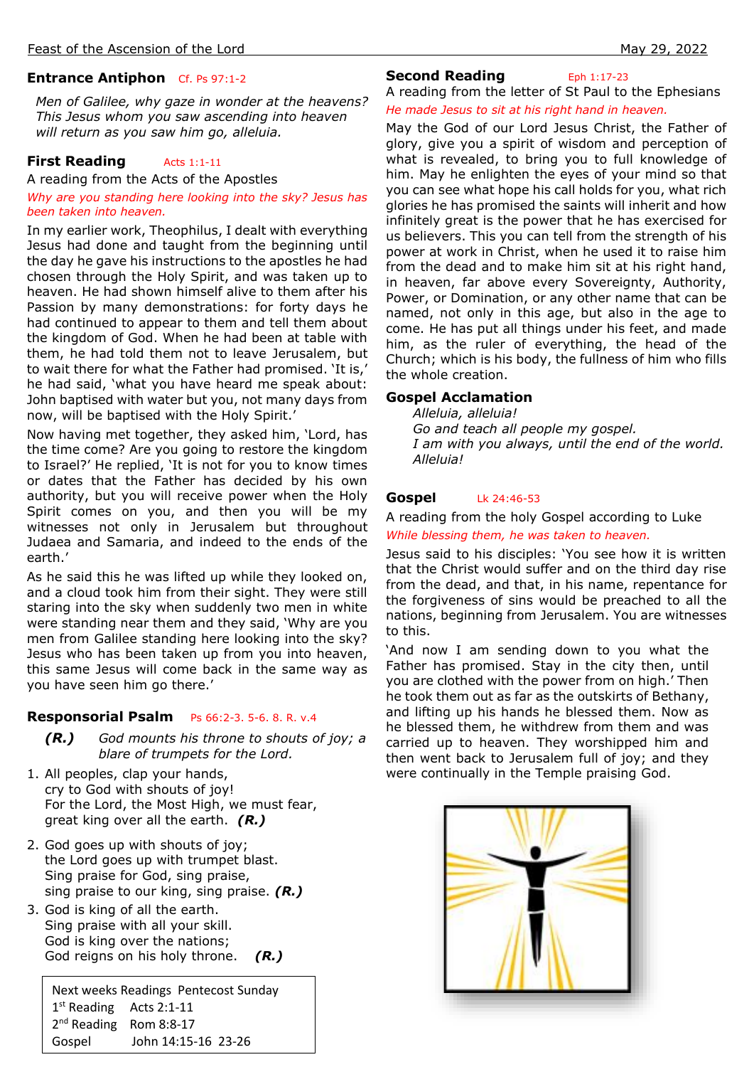Feast of the Ascension of the Lord May 29, 2022

## Entrance Antiphon Cf. Ps 97:1-2

*Men of Galilee, why gaze in wonder at the heavens?*
*This Jesus whom you saw ascending into heaven*
*will return as you saw him go, alleluia.*

## First Reading Acts 1:1-11

A reading from the Acts of the Apostles

*Why are you standing here looking into the sky? Jesus has been taken into heaven.*

In my earlier work, Theophilus, I dealt with everything Jesus had done and taught from the beginning until the day he gave his instructions to the apostles he had chosen through the Holy Spirit, and was taken up to heaven. He had shown himself alive to them after his Passion by many demonstrations: for forty days he had continued to appear to them and tell them about the kingdom of God. When he had been at table with them, he had told them not to leave Jerusalem, but to wait there for what the Father had promised. 'It is,' he had said, 'what you have heard me speak about: John baptised with water but you, not many days from now, will be baptised with the Holy Spirit.'

Now having met together, they asked him, 'Lord, has the time come? Are you going to restore the kingdom to Israel?' He replied, 'It is not for you to know times or dates that the Father has decided by his own authority, but you will receive power when the Holy Spirit comes on you, and then you will be my witnesses not only in Jerusalem but throughout Judaea and Samaria, and indeed to the ends of the earth.'

As he said this he was lifted up while they looked on, and a cloud took him from their sight. They were still staring into the sky when suddenly two men in white were standing near them and they said, 'Why are you men from Galilee standing here looking into the sky? Jesus who has been taken up from you into heaven, this same Jesus will come back in the same way as you have seen him go there.'

## Responsorial Psalm Ps 66:2-3. 5-6. 8. R. v.4

***(R.)*** *God mounts his throne to shouts of joy; a blare of trumpets for the Lord.*

1. All peoples, clap your hands,
   cry to God with shouts of joy!
   For the Lord, the Most High, we must fear,
   great king over all the earth. ***(R.)***

2. God goes up with shouts of joy;
   the Lord goes up with trumpet blast.
   Sing praise for God, sing praise,
   sing praise to our king, sing praise. ***(R.)***

3. God is king of all the earth.
   Sing praise with all your skill.
   God is king over the nations;
   God reigns on his holy throne. ***(R.)***

| Next weeks Readings | Pentecost Sunday |
|---|---|
| 1st Reading | Acts 2:1-11 |
| 2nd Reading | Rom 8:8-17 |
| Gospel | John 14:15-16 23-26 |

## Second Reading Eph 1:17-23

A reading from the letter of St Paul to the Ephesians

*He made Jesus to sit at his right hand in heaven.*

May the God of our Lord Jesus Christ, the Father of glory, give you a spirit of wisdom and perception of what is revealed, to bring you to full knowledge of him. May he enlighten the eyes of your mind so that you can see what hope his call holds for you, what rich glories he has promised the saints will inherit and how infinitely great is the power that he has exercised for us believers. This you can tell from the strength of his power at work in Christ, when he used it to raise him from the dead and to make him sit at his right hand, in heaven, far above every Sovereignty, Authority, Power, or Domination, or any other name that can be named, not only in this age, but also in the age to come. He has put all things under his feet, and made him, as the ruler of everything, the head of the Church; which is his body, the fullness of him who fills the whole creation.

## Gospel Acclamation

*Alleluia, alleluia!*
*Go and teach all people my gospel.*
*I am with you always, until the end of the world.*
*Alleluia!*

## Gospel Lk 24:46-53

A reading from the holy Gospel according to Luke

*While blessing them, he was taken to heaven.*

Jesus said to his disciples: 'You see how it is written that the Christ would suffer and on the third day rise from the dead, and that, in his name, repentance for the forgiveness of sins would be preached to all the nations, beginning from Jerusalem. You are witnesses to this.

'And now I am sending down to you what the Father has promised. Stay in the city then, until you are clothed with the power from on high.' Then he took them out as far as the outskirts of Bethany, and lifting up his hands he blessed them. Now as he blessed them, he withdrew from them and was carried up to heaven. They worshipped him and then went back to Jerusalem full of joy; and they were continually in the Temple praising God.